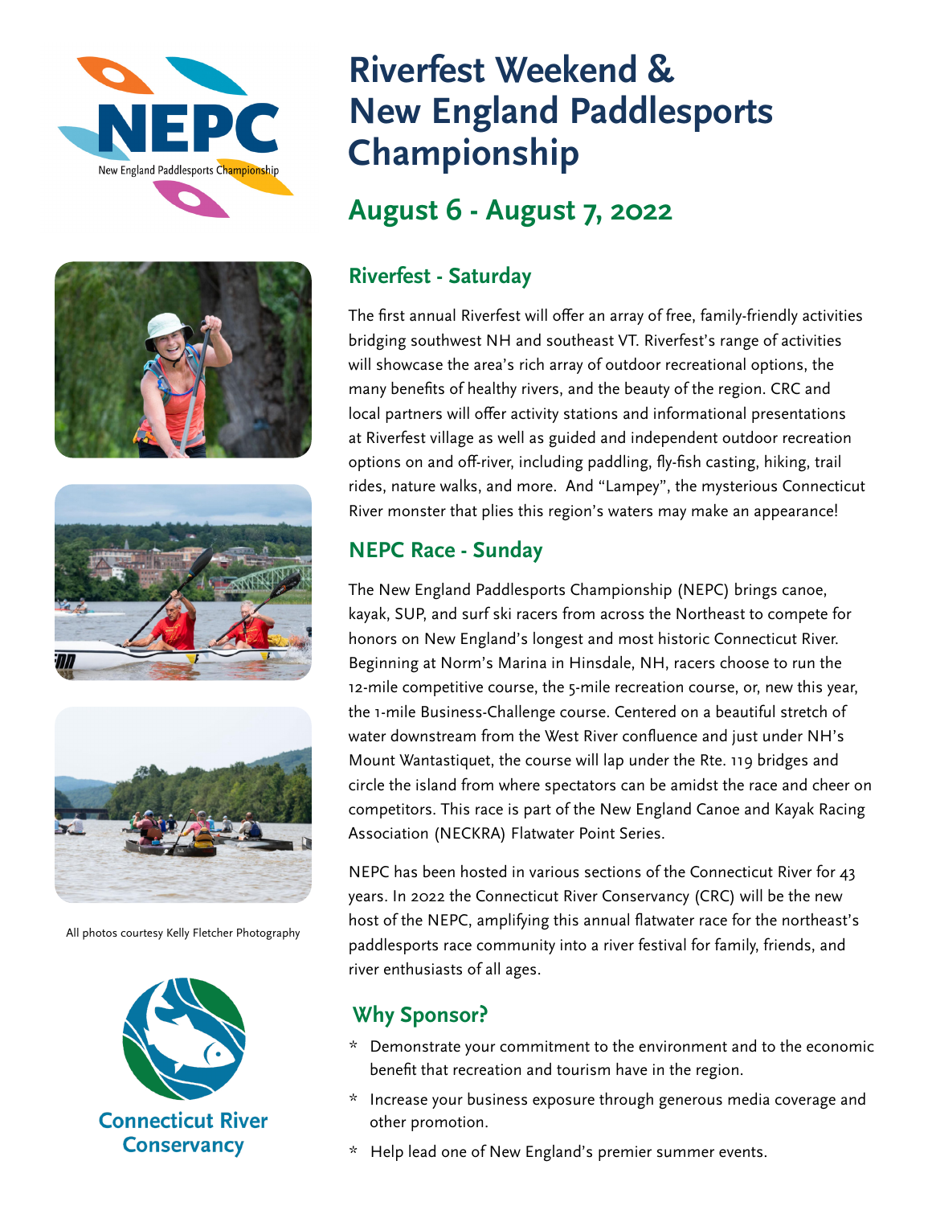NEPC
New England Paddlesports Championship

# Riverfest Weekend & New England Paddlesports Championship

## August 6 - August 7, 2022

### Riverfest - Saturday

The first annual Riverfest will offer an array of free, family-friendly activities bridging southwest NH and southeast VT. Riverfest's range of activities will showcase the area's rich array of outdoor recreational options, the many benefits of healthy rivers, and the beauty of the region. CRC and local partners will offer activity stations and informational presentations at Riverfest village as well as guided and independent outdoor recreation options on and off-river, including paddling, fly-fish casting, hiking, trail rides, nature walks, and more. And "Lampey", the mysterious Connecticut River monster that plies this region's waters may make an appearance!

### NEPC Race - Sunday

The New England Paddlesports Championship (NEPC) brings canoe, kayak, SUP, and surf ski racers from across the Northeast to compete for honors on New England's longest and most historic Connecticut River. Beginning at Norm's Marina in Hinsdale, NH, racers choose to run the 12-mile competitive course, the 5-mile recreation course, or, new this year, the 1-mile Business-Challenge course. Centered on a beautiful stretch of water downstream from the West River confluence and just under NH's Mount Wantastiquet, the course will lap under the Rte. 119 bridges and circle the island from where spectators can be amidst the race and cheer on competitors. This race is part of the New England Canoe and Kayak Racing Association (NECKRA) Flatwater Point Series.

NEPC has been hosted in various sections of the Connecticut River for 43 years. In 2022 the Connecticut River Conservancy (CRC) will be the new host of the NEPC, amplifying this annual flatwater race for the northeast's paddlesports race community into a river festival for family, friends, and river enthusiasts of all ages.

All photos courtesy Kelly Fletcher Photography

Connecticut River Conservancy

### Why Sponsor?

* Demonstrate your commitment to the environment and to the economic benefit that recreation and tourism have in the region.
* Increase your business exposure through generous media coverage and other promotion.
* Help lead one of New England's premier summer events.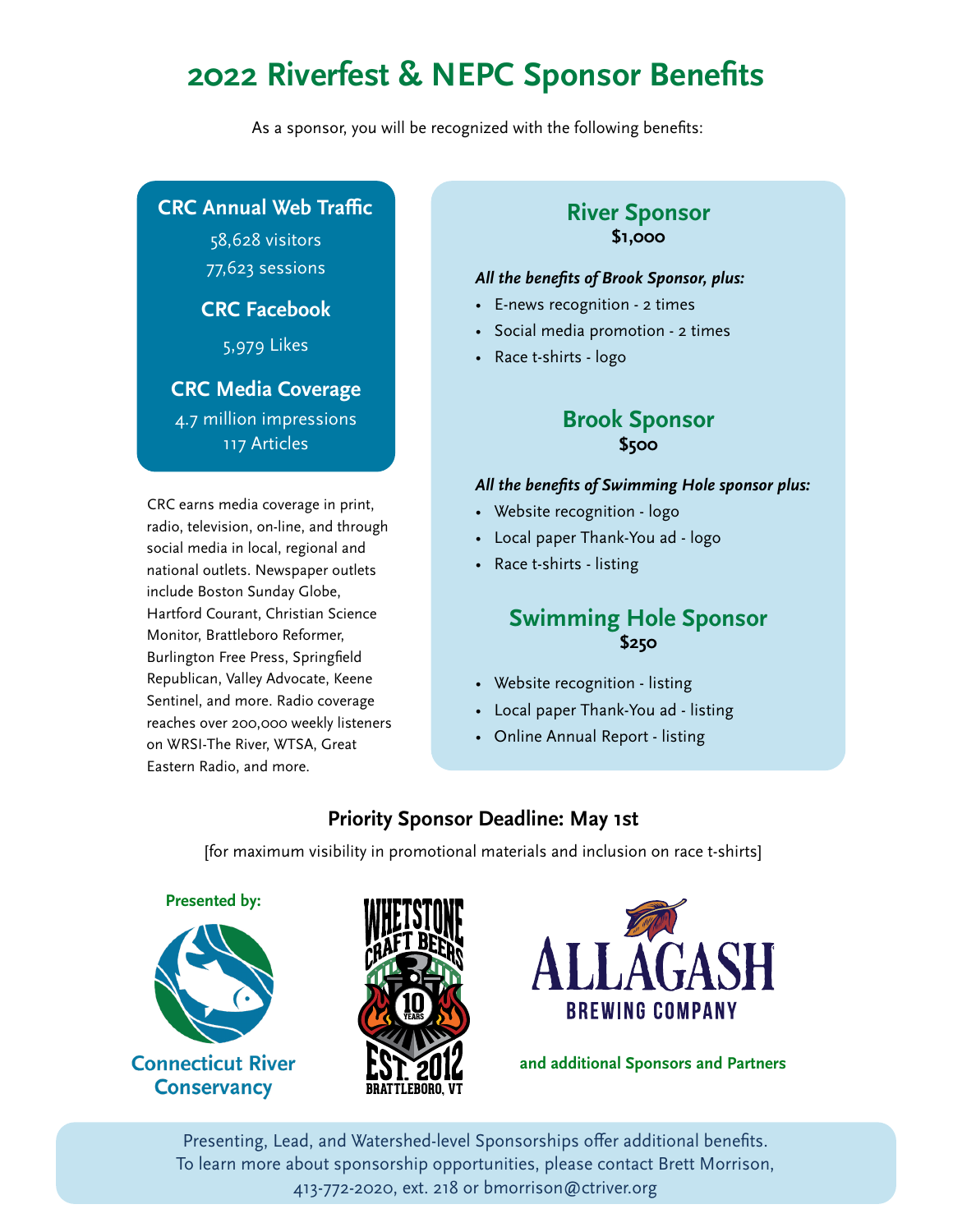# 2022 Riverfest & NEPC Sponsor Benefits

As a sponsor, you will be recognized with the following benefits:

**CRC Annual Web Traffic**

58,628 visitors
77,623 sessions

**CRC Facebook**

5,979 Likes

**CRC Media Coverage**

4.7 million impressions
117 Articles

CRC earns media coverage in print, radio, television, on-line, and through social media in local, regional and national outlets. Newspaper outlets include Boston Sunday Globe, Hartford Courant, Christian Science Monitor, Brattleboro Reformer, Burlington Free Press, Springfield Republican, Valley Advocate, Keene Sentinel, and more. Radio coverage reaches over 200,000 weekly listeners on WRSI-The River, WTSA, Great Eastern Radio, and more.

## River Sponsor
**$1,000**

***All the benefits of Brook Sponsor, plus:***

- E-news recognition - 2 times
- Social media promotion - 2 times
- Race t-shirts - logo

## Brook Sponsor
**$500**

***All the benefits of Swimming Hole sponsor plus:***

- Website recognition - logo
- Local paper Thank-You ad - logo
- Race t-shirts - listing

## Swimming Hole Sponsor
**$250**

- Website recognition - listing
- Local paper Thank-You ad - listing
- Online Annual Report - listing

**Priority Sponsor Deadline: May 1st**

[for maximum visibility in promotional materials and inclusion on race t-shirts]

**Presented by:**

Connecticut River Conservancy

Whetstone Craft Beers — 10 Years — Est. 2012 — Brattleboro, VT

Allagash Brewing Company

**and additional Sponsors and Partners**

Presenting, Lead, and Watershed-level Sponsorships offer additional benefits.
To learn more about sponsorship opportunities, please contact Brett Morrison,
413-772-2020, ext. 218 or bmorrison@ctriver.org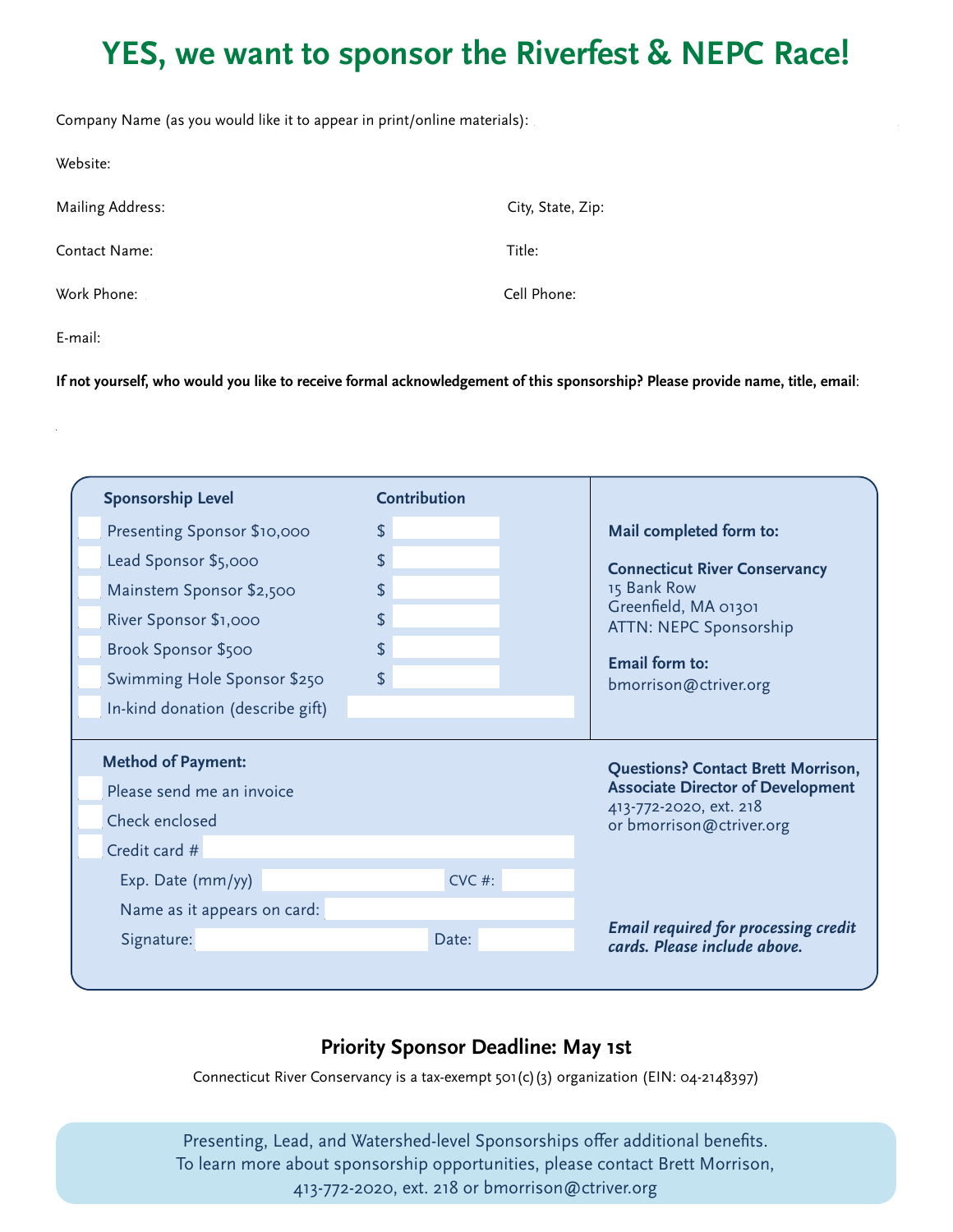# YES, we want to sponsor the Riverfest & NEPC Race!

Company Name (as you would like it to appear in print/online materials):

Website:

Mailing Address: City, State, Zip:

Contact Name: Title:

Work Phone: Cell Phone:

E-mail:

**If not yourself, who would you like to receive formal acknowledgement of this sponsorship? Please provide name, title, email**:

| Sponsorship Level | Contribution |
|---|---|
| ☐ Presenting Sponsor $10,000 | $ |
| ☐ Lead Sponsor $5,000 | $ |
| ☐ Mainstem Sponsor $2,500 | $ |
| ☐ River Sponsor $1,000 | $ |
| ☐ Brook Sponsor $500 | $ |
| ☐ Swimming Hole Sponsor $250 | $ |
| ☐ In-kind donation (describe gift) | |

**Mail completed form to:**

**Connecticut River Conservancy**
15 Bank Row
Greenfield, MA 01301
ATTN: NEPC Sponsorship

**Email form to:**
bmorrison@ctriver.org

**Method of Payment:**

☐ Please send me an invoice

☐ Check enclosed

☐ Credit card #

Exp. Date (mm/yy) CVC #:

Name as it appears on card:

Signature: Date:

**Questions? Contact Brett Morrison, Associate Director of Development**
413-772-2020, ext. 218
or bmorrison@ctriver.org

***Email required for processing credit cards. Please include above.***

**Priority Sponsor Deadline: May 1st**

Connecticut River Conservancy is a tax-exempt 501(c)(3) organization (EIN: 04-2148397)

Presenting, Lead, and Watershed-level Sponsorships offer additional benefits.
To learn more about sponsorship opportunities, please contact Brett Morrison,
413-772-2020, ext. 218 or bmorrison@ctriver.org